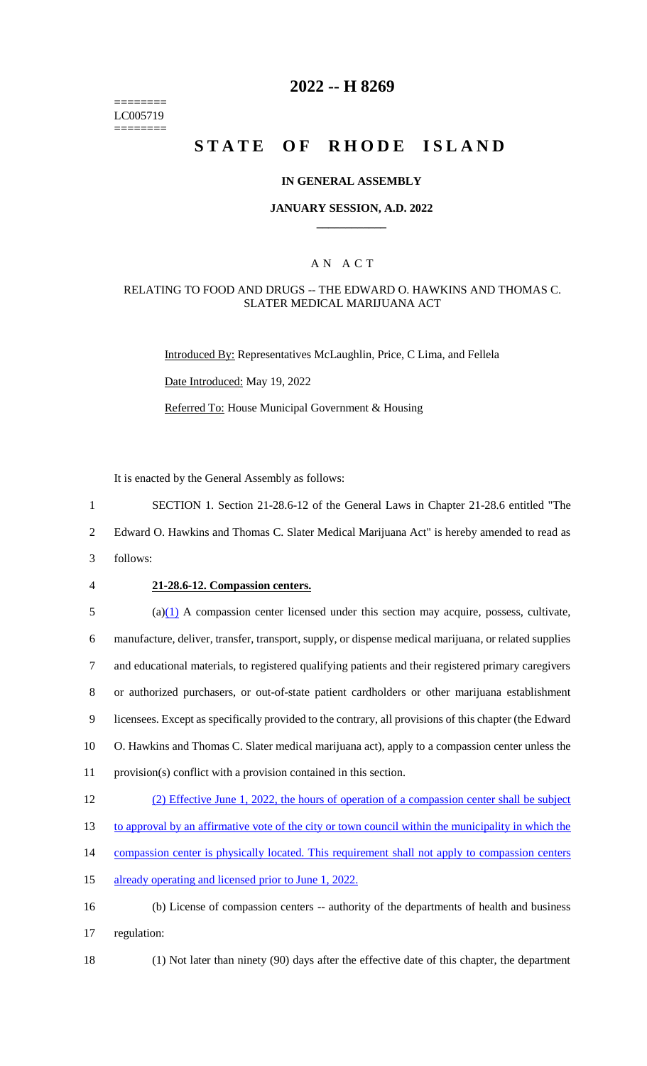========
LC005719
========

# 2022 -- H 8269

# STATE OF RHODE ISLAND

## IN GENERAL ASSEMBLY

### JANUARY SESSION, A.D. 2022

### A N A C T

#### RELATING TO FOOD AND DRUGS -- THE EDWARD O. HAWKINS AND THOMAS C. SLATER MEDICAL MARIJUANA ACT

Introduced By: Representatives McLaughlin, Price, C Lima, and Fellela

Date Introduced: May 19, 2022

Referred To: House Municipal Government & Housing

It is enacted by the General Assembly as follows:

1 SECTION 1. Section 21-28.6-12 of the General Laws in Chapter 21-28.6 entitled "The
2 Edward O. Hawkins and Thomas C. Slater Medical Marijuana Act" is hereby amended to read as
3 follows:

4 **21-28.6-12. Compassion centers.**

5 (a)(1) A compassion center licensed under this section may acquire, possess, cultivate,
6 manufacture, deliver, transfer, transport, supply, or dispense medical marijuana, or related supplies
7 and educational materials, to registered qualifying patients and their registered primary caregivers
8 or authorized purchasers, or out-of-state patient cardholders or other marijuana establishment
9 licensees. Except as specifically provided to the contrary, all provisions of this chapter (the Edward
10 O. Hawkins and Thomas C. Slater medical marijuana act), apply to a compassion center unless the
11 provision(s) conflict with a provision contained in this section.

12 (2) Effective June 1, 2022, the hours of operation of a compassion center shall be subject
13 to approval by an affirmative vote of the city or town council within the municipality in which the
14 compassion center is physically located. This requirement shall not apply to compassion centers
15 already operating and licensed prior to June 1, 2022.

16 (b) License of compassion centers -- authority of the departments of health and business
17 regulation:

18 (1) Not later than ninety (90) days after the effective date of this chapter, the department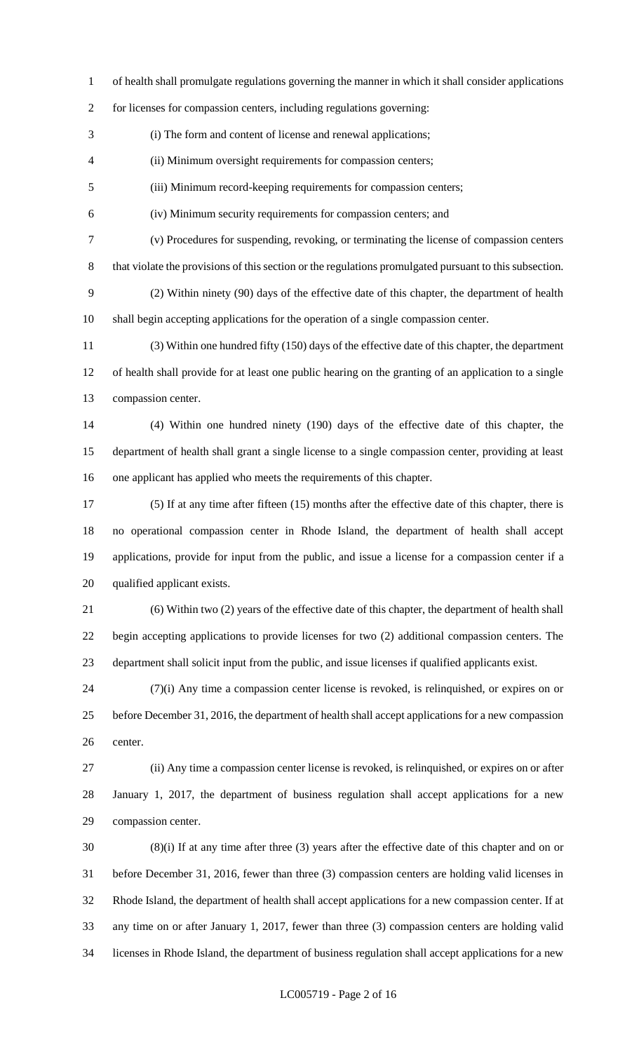of health shall promulgate regulations governing the manner in which it shall consider applications for licenses for compassion centers, including regulations governing:

(i) The form and content of license and renewal applications;

(ii) Minimum oversight requirements for compassion centers;

(iii) Minimum record-keeping requirements for compassion centers;

(iv) Minimum security requirements for compassion centers; and

(v) Procedures for suspending, revoking, or terminating the license of compassion centers that violate the provisions of this section or the regulations promulgated pursuant to this subsection.

(2) Within ninety (90) days of the effective date of this chapter, the department of health shall begin accepting applications for the operation of a single compassion center.

(3) Within one hundred fifty (150) days of the effective date of this chapter, the department of health shall provide for at least one public hearing on the granting of an application to a single compassion center.

(4) Within one hundred ninety (190) days of the effective date of this chapter, the department of health shall grant a single license to a single compassion center, providing at least one applicant has applied who meets the requirements of this chapter.

(5) If at any time after fifteen (15) months after the effective date of this chapter, there is no operational compassion center in Rhode Island, the department of health shall accept applications, provide for input from the public, and issue a license for a compassion center if a qualified applicant exists.

(6) Within two (2) years of the effective date of this chapter, the department of health shall begin accepting applications to provide licenses for two (2) additional compassion centers. The department shall solicit input from the public, and issue licenses if qualified applicants exist.

(7)(i) Any time a compassion center license is revoked, is relinquished, or expires on or before December 31, 2016, the department of health shall accept applications for a new compassion center.

(ii) Any time a compassion center license is revoked, is relinquished, or expires on or after January 1, 2017, the department of business regulation shall accept applications for a new compassion center.

(8)(i) If at any time after three (3) years after the effective date of this chapter and on or before December 31, 2016, fewer than three (3) compassion centers are holding valid licenses in Rhode Island, the department of health shall accept applications for a new compassion center. If at any time on or after January 1, 2017, fewer than three (3) compassion centers are holding valid licenses in Rhode Island, the department of business regulation shall accept applications for a new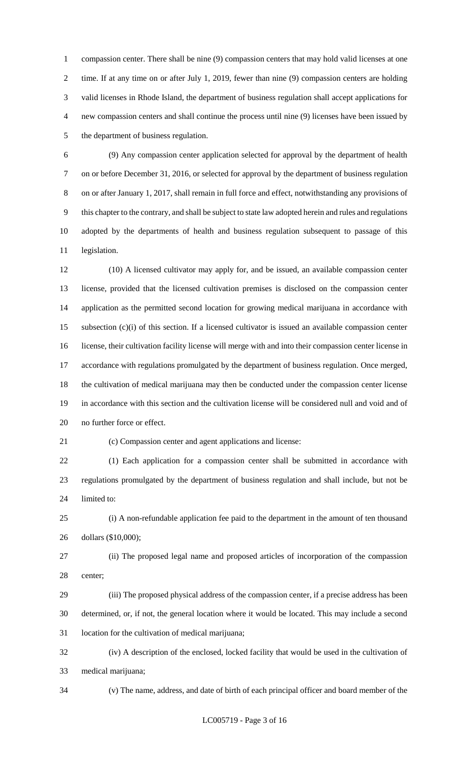compassion center. There shall be nine (9) compassion centers that may hold valid licenses at one time. If at any time on or after July 1, 2019, fewer than nine (9) compassion centers are holding valid licenses in Rhode Island, the department of business regulation shall accept applications for new compassion centers and shall continue the process until nine (9) licenses have been issued by the department of business regulation.

(9) Any compassion center application selected for approval by the department of health on or before December 31, 2016, or selected for approval by the department of business regulation on or after January 1, 2017, shall remain in full force and effect, notwithstanding any provisions of this chapter to the contrary, and shall be subject to state law adopted herein and rules and regulations adopted by the departments of health and business regulation subsequent to passage of this legislation.

(10) A licensed cultivator may apply for, and be issued, an available compassion center license, provided that the licensed cultivation premises is disclosed on the compassion center application as the permitted second location for growing medical marijuana in accordance with subsection (c)(i) of this section. If a licensed cultivator is issued an available compassion center license, their cultivation facility license will merge with and into their compassion center license in accordance with regulations promulgated by the department of business regulation. Once merged, the cultivation of medical marijuana may then be conducted under the compassion center license in accordance with this section and the cultivation license will be considered null and void and of no further force or effect.

(c) Compassion center and agent applications and license:

(1) Each application for a compassion center shall be submitted in accordance with regulations promulgated by the department of business regulation and shall include, but not be limited to:

(i) A non-refundable application fee paid to the department in the amount of ten thousand dollars ($10,000);

(ii) The proposed legal name and proposed articles of incorporation of the compassion center;

(iii) The proposed physical address of the compassion center, if a precise address has been determined, or, if not, the general location where it would be located. This may include a second location for the cultivation of medical marijuana;

(iv) A description of the enclosed, locked facility that would be used in the cultivation of medical marijuana;

(v) The name, address, and date of birth of each principal officer and board member of the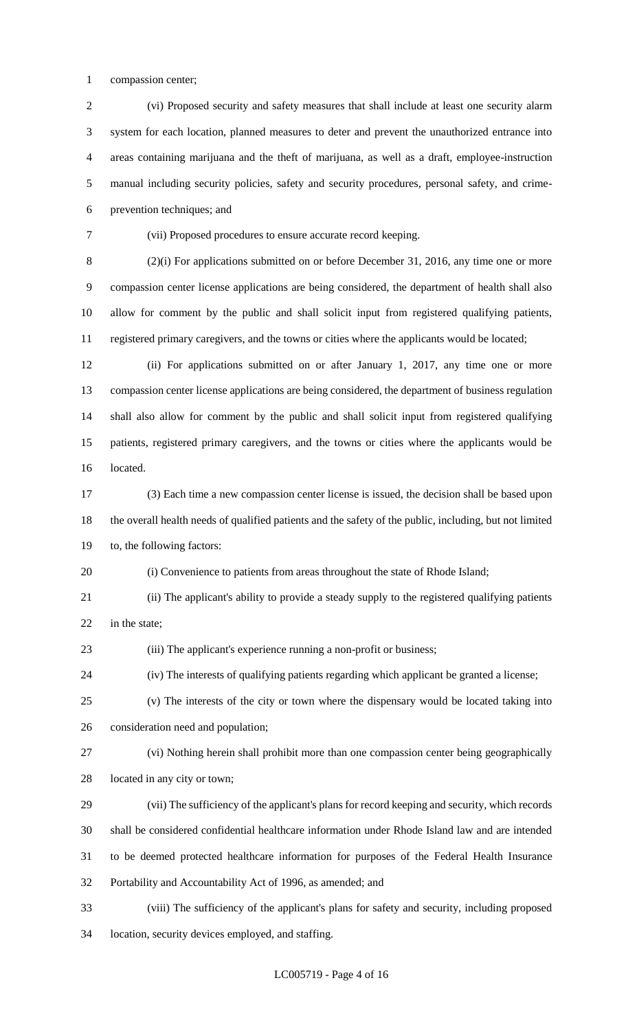compassion center;

(vi) Proposed security and safety measures that shall include at least one security alarm system for each location, planned measures to deter and prevent the unauthorized entrance into areas containing marijuana and the theft of marijuana, as well as a draft, employee-instruction manual including security policies, safety and security procedures, personal safety, and crime-prevention techniques; and

(vii) Proposed procedures to ensure accurate record keeping.

(2)(i) For applications submitted on or before December 31, 2016, any time one or more compassion center license applications are being considered, the department of health shall also allow for comment by the public and shall solicit input from registered qualifying patients, registered primary caregivers, and the towns or cities where the applicants would be located;

(ii) For applications submitted on or after January 1, 2017, any time one or more compassion center license applications are being considered, the department of business regulation shall also allow for comment by the public and shall solicit input from registered qualifying patients, registered primary caregivers, and the towns or cities where the applicants would be located.

(3) Each time a new compassion center license is issued, the decision shall be based upon the overall health needs of qualified patients and the safety of the public, including, but not limited to, the following factors:

(i) Convenience to patients from areas throughout the state of Rhode Island;

(ii) The applicant's ability to provide a steady supply to the registered qualifying patients in the state;

(iii) The applicant's experience running a non-profit or business;

(iv) The interests of qualifying patients regarding which applicant be granted a license;

(v) The interests of the city or town where the dispensary would be located taking into consideration need and population;

(vi) Nothing herein shall prohibit more than one compassion center being geographically located in any city or town;

(vii) The sufficiency of the applicant's plans for record keeping and security, which records shall be considered confidential healthcare information under Rhode Island law and are intended to be deemed protected healthcare information for purposes of the Federal Health Insurance Portability and Accountability Act of 1996, as amended; and

(viii) The sufficiency of the applicant's plans for safety and security, including proposed location, security devices employed, and staffing.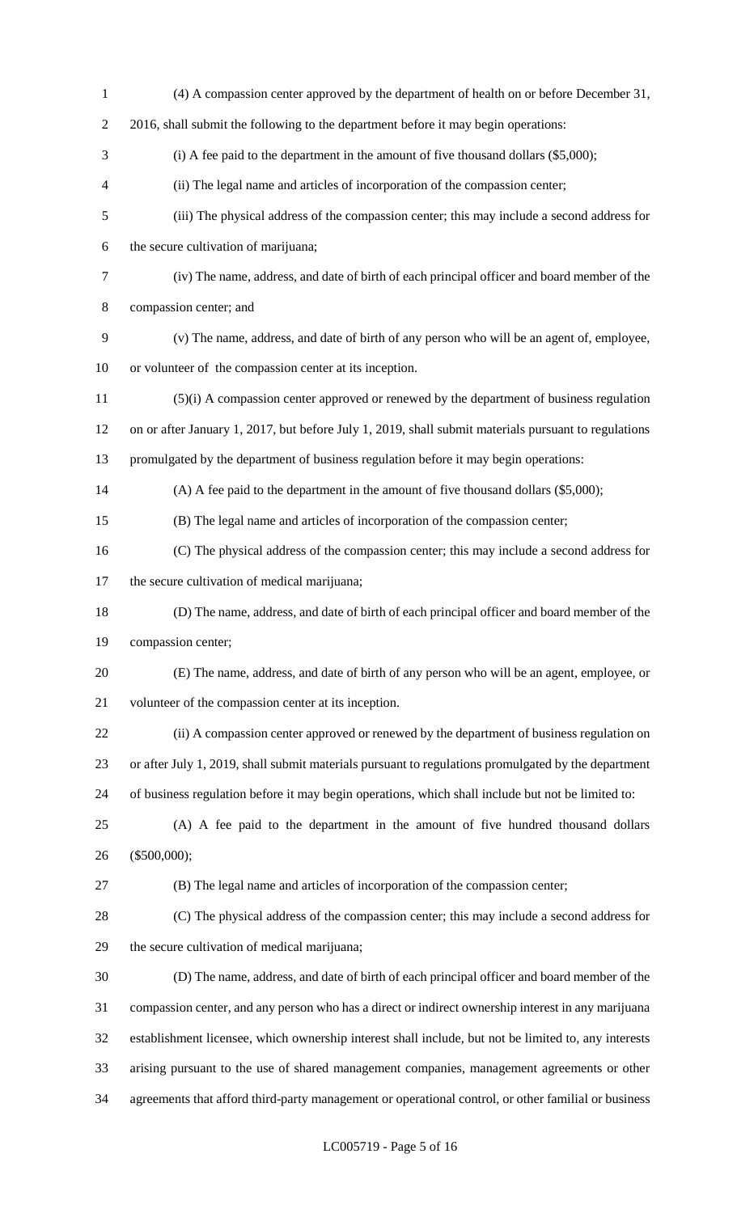(4) A compassion center approved by the department of health on or before December 31, 2016, shall submit the following to the department before it may begin operations:

(i) A fee paid to the department in the amount of five thousand dollars ($5,000);

(ii) The legal name and articles of incorporation of the compassion center;

(iii) The physical address of the compassion center; this may include a second address for the secure cultivation of marijuana;

(iv) The name, address, and date of birth of each principal officer and board member of the compassion center; and

(v) The name, address, and date of birth of any person who will be an agent of, employee, or volunteer of the compassion center at its inception.

(5)(i) A compassion center approved or renewed by the department of business regulation on or after January 1, 2017, but before July 1, 2019, shall submit materials pursuant to regulations promulgated by the department of business regulation before it may begin operations:

(A) A fee paid to the department in the amount of five thousand dollars ($5,000);

(B) The legal name and articles of incorporation of the compassion center;

(C) The physical address of the compassion center; this may include a second address for the secure cultivation of medical marijuana;

(D) The name, address, and date of birth of each principal officer and board member of the compassion center;

(E) The name, address, and date of birth of any person who will be an agent, employee, or volunteer of the compassion center at its inception.

(ii) A compassion center approved or renewed by the department of business regulation on or after July 1, 2019, shall submit materials pursuant to regulations promulgated by the department of business regulation before it may begin operations, which shall include but not be limited to:

(A) A fee paid to the department in the amount of five hundred thousand dollars ($500,000);

(B) The legal name and articles of incorporation of the compassion center;

(C) The physical address of the compassion center; this may include a second address for the secure cultivation of medical marijuana;

(D) The name, address, and date of birth of each principal officer and board member of the compassion center, and any person who has a direct or indirect ownership interest in any marijuana establishment licensee, which ownership interest shall include, but not be limited to, any interests arising pursuant to the use of shared management companies, management agreements or other agreements that afford third-party management or operational control, or other familial or business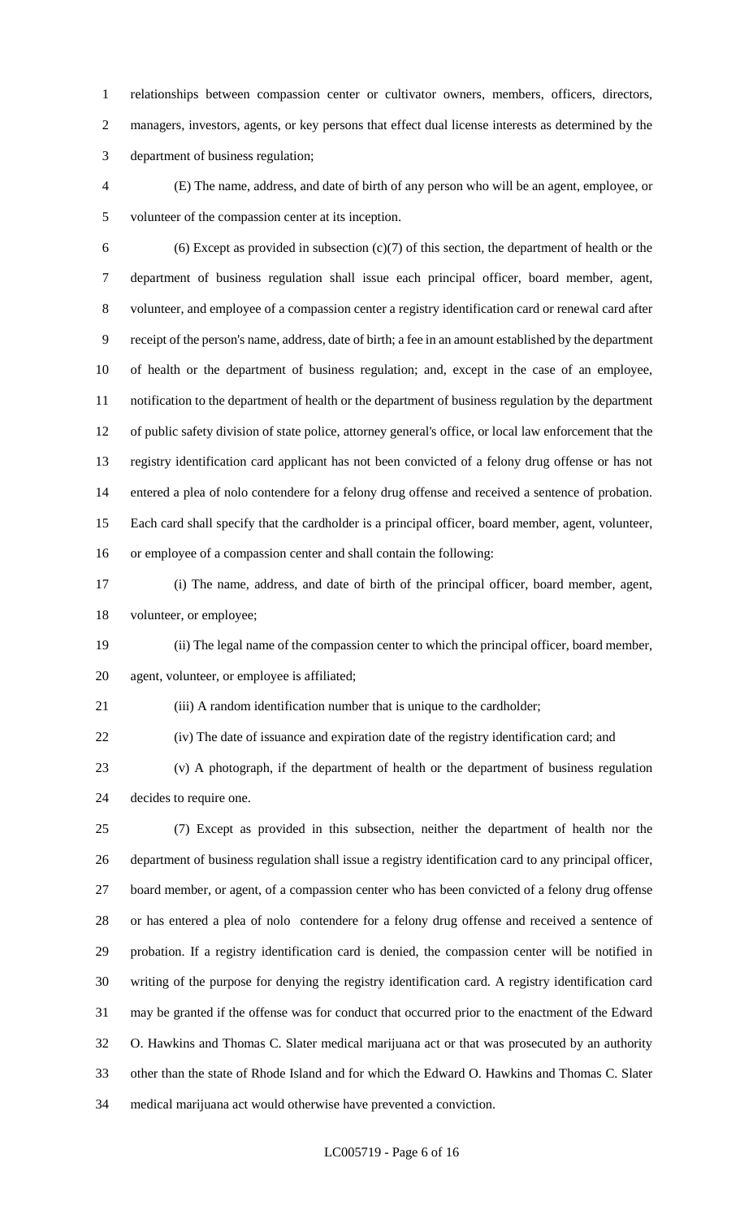relationships between compassion center or cultivator owners, members, officers, directors, managers, investors, agents, or key persons that effect dual license interests as determined by the department of business regulation;

(E) The name, address, and date of birth of any person who will be an agent, employee, or volunteer of the compassion center at its inception.

(6) Except as provided in subsection (c)(7) of this section, the department of health or the department of business regulation shall issue each principal officer, board member, agent, volunteer, and employee of a compassion center a registry identification card or renewal card after receipt of the person's name, address, date of birth; a fee in an amount established by the department of health or the department of business regulation; and, except in the case of an employee, notification to the department of health or the department of business regulation by the department of public safety division of state police, attorney general's office, or local law enforcement that the registry identification card applicant has not been convicted of a felony drug offense or has not entered a plea of nolo contendere for a felony drug offense and received a sentence of probation. Each card shall specify that the cardholder is a principal officer, board member, agent, volunteer, or employee of a compassion center and shall contain the following:

(i) The name, address, and date of birth of the principal officer, board member, agent, volunteer, or employee;

(ii) The legal name of the compassion center to which the principal officer, board member, agent, volunteer, or employee is affiliated;

(iii) A random identification number that is unique to the cardholder;

(iv) The date of issuance and expiration date of the registry identification card; and

(v) A photograph, if the department of health or the department of business regulation decides to require one.

(7) Except as provided in this subsection, neither the department of health nor the department of business regulation shall issue a registry identification card to any principal officer, board member, or agent, of a compassion center who has been convicted of a felony drug offense or has entered a plea of nolo contendere for a felony drug offense and received a sentence of probation. If a registry identification card is denied, the compassion center will be notified in writing of the purpose for denying the registry identification card. A registry identification card may be granted if the offense was for conduct that occurred prior to the enactment of the Edward O. Hawkins and Thomas C. Slater medical marijuana act or that was prosecuted by an authority other than the state of Rhode Island and for which the Edward O. Hawkins and Thomas C. Slater medical marijuana act would otherwise have prevented a conviction.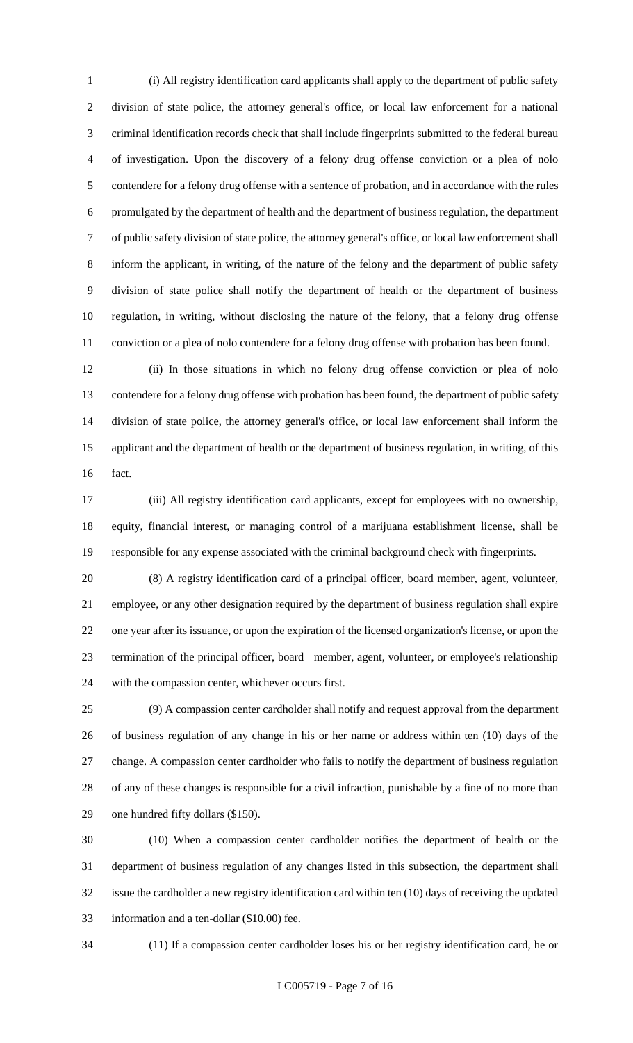(i) All registry identification card applicants shall apply to the department of public safety division of state police, the attorney general's office, or local law enforcement for a national criminal identification records check that shall include fingerprints submitted to the federal bureau of investigation. Upon the discovery of a felony drug offense conviction or a plea of nolo contendere for a felony drug offense with a sentence of probation, and in accordance with the rules promulgated by the department of health and the department of business regulation, the department of public safety division of state police, the attorney general's office, or local law enforcement shall inform the applicant, in writing, of the nature of the felony and the department of public safety division of state police shall notify the department of health or the department of business regulation, in writing, without disclosing the nature of the felony, that a felony drug offense conviction or a plea of nolo contendere for a felony drug offense with probation has been found.

(ii) In those situations in which no felony drug offense conviction or plea of nolo contendere for a felony drug offense with probation has been found, the department of public safety division of state police, the attorney general's office, or local law enforcement shall inform the applicant and the department of health or the department of business regulation, in writing, of this fact.

(iii) All registry identification card applicants, except for employees with no ownership, equity, financial interest, or managing control of a marijuana establishment license, shall be responsible for any expense associated with the criminal background check with fingerprints.

(8) A registry identification card of a principal officer, board member, agent, volunteer, employee, or any other designation required by the department of business regulation shall expire one year after its issuance, or upon the expiration of the licensed organization's license, or upon the termination of the principal officer, board member, agent, volunteer, or employee's relationship with the compassion center, whichever occurs first.

(9) A compassion center cardholder shall notify and request approval from the department of business regulation of any change in his or her name or address within ten (10) days of the change. A compassion center cardholder who fails to notify the department of business regulation of any of these changes is responsible for a civil infraction, punishable by a fine of no more than one hundred fifty dollars ($150).

(10) When a compassion center cardholder notifies the department of health or the department of business regulation of any changes listed in this subsection, the department shall issue the cardholder a new registry identification card within ten (10) days of receiving the updated information and a ten-dollar ($10.00) fee.

(11) If a compassion center cardholder loses his or her registry identification card, he or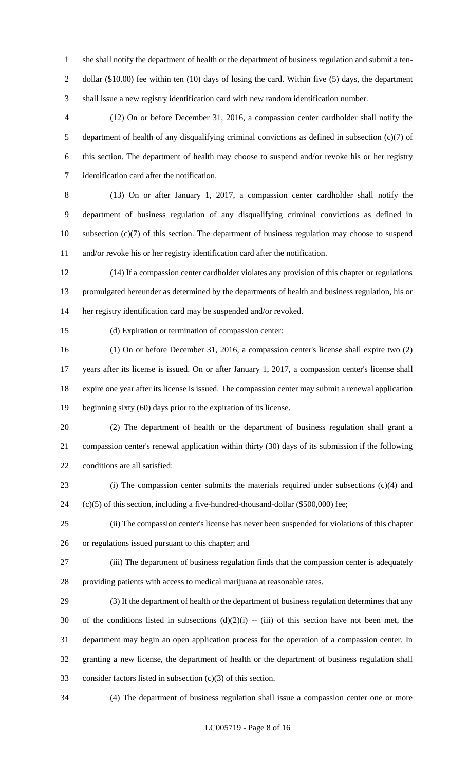she shall notify the department of health or the department of business regulation and submit a ten-dollar ($10.00) fee within ten (10) days of losing the card. Within five (5) days, the department shall issue a new registry identification card with new random identification number.

(12) On or before December 31, 2016, a compassion center cardholder shall notify the department of health of any disqualifying criminal convictions as defined in subsection (c)(7) of this section. The department of health may choose to suspend and/or revoke his or her registry identification card after the notification.

(13) On or after January 1, 2017, a compassion center cardholder shall notify the department of business regulation of any disqualifying criminal convictions as defined in subsection (c)(7) of this section. The department of business regulation may choose to suspend and/or revoke his or her registry identification card after the notification.

(14) If a compassion center cardholder violates any provision of this chapter or regulations promulgated hereunder as determined by the departments of health and business regulation, his or her registry identification card may be suspended and/or revoked.

(d) Expiration or termination of compassion center:

(1) On or before December 31, 2016, a compassion center's license shall expire two (2) years after its license is issued. On or after January 1, 2017, a compassion center's license shall expire one year after its license is issued. The compassion center may submit a renewal application beginning sixty (60) days prior to the expiration of its license.

(2) The department of health or the department of business regulation shall grant a compassion center's renewal application within thirty (30) days of its submission if the following conditions are all satisfied:

(i) The compassion center submits the materials required under subsections (c)(4) and (c)(5) of this section, including a five-hundred-thousand-dollar ($500,000) fee;

(ii) The compassion center's license has never been suspended for violations of this chapter or regulations issued pursuant to this chapter; and

(iii) The department of business regulation finds that the compassion center is adequately providing patients with access to medical marijuana at reasonable rates.

(3) If the department of health or the department of business regulation determines that any of the conditions listed in subsections (d)(2)(i) -- (iii) of this section have not been met, the department may begin an open application process for the operation of a compassion center. In granting a new license, the department of health or the department of business regulation shall consider factors listed in subsection (c)(3) of this section.

(4) The department of business regulation shall issue a compassion center one or more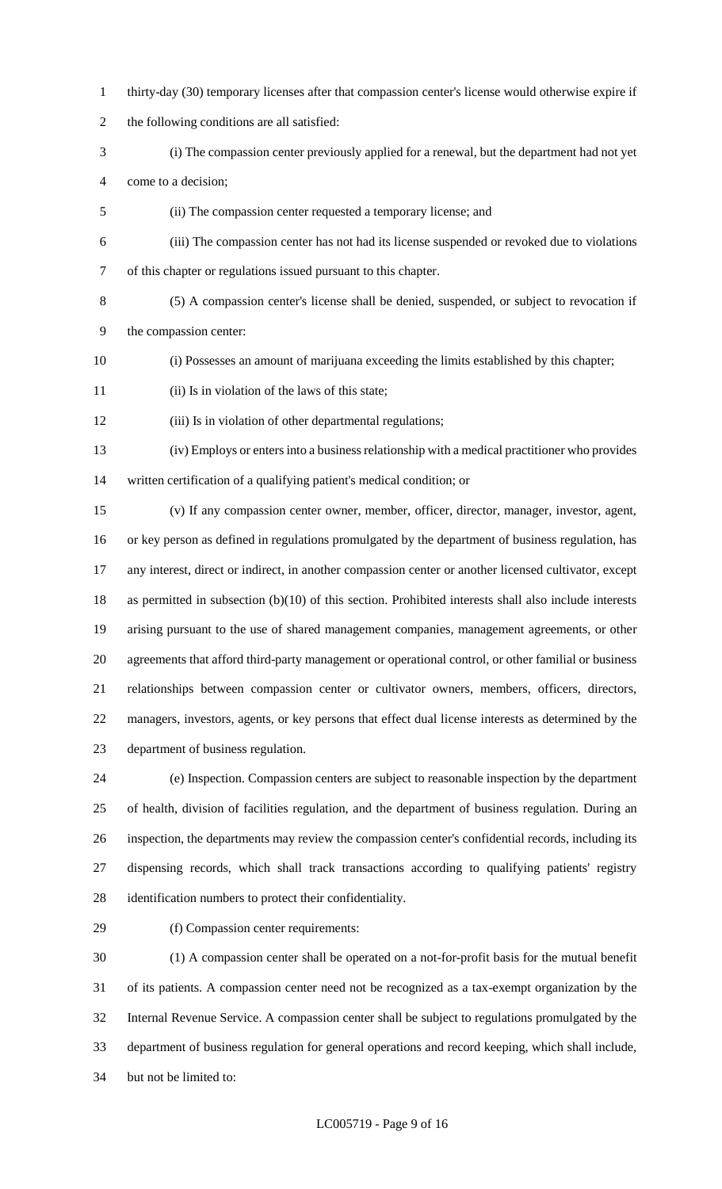thirty-day (30) temporary licenses after that compassion center's license would otherwise expire if the following conditions are all satisfied:

(i) The compassion center previously applied for a renewal, but the department had not yet come to a decision;

(ii) The compassion center requested a temporary license; and

(iii) The compassion center has not had its license suspended or revoked due to violations of this chapter or regulations issued pursuant to this chapter.

(5) A compassion center's license shall be denied, suspended, or subject to revocation if the compassion center:

(i) Possesses an amount of marijuana exceeding the limits established by this chapter;

(ii) Is in violation of the laws of this state;

(iii) Is in violation of other departmental regulations;

(iv) Employs or enters into a business relationship with a medical practitioner who provides written certification of a qualifying patient's medical condition; or

(v) If any compassion center owner, member, officer, director, manager, investor, agent, or key person as defined in regulations promulgated by the department of business regulation, has any interest, direct or indirect, in another compassion center or another licensed cultivator, except as permitted in subsection (b)(10) of this section. Prohibited interests shall also include interests arising pursuant to the use of shared management companies, management agreements, or other agreements that afford third-party management or operational control, or other familial or business relationships between compassion center or cultivator owners, members, officers, directors, managers, investors, agents, or key persons that effect dual license interests as determined by the department of business regulation.

(e) Inspection. Compassion centers are subject to reasonable inspection by the department of health, division of facilities regulation, and the department of business regulation. During an inspection, the departments may review the compassion center's confidential records, including its dispensing records, which shall track transactions according to qualifying patients' registry identification numbers to protect their confidentiality.

(f) Compassion center requirements:

(1) A compassion center shall be operated on a not-for-profit basis for the mutual benefit of its patients. A compassion center need not be recognized as a tax-exempt organization by the Internal Revenue Service. A compassion center shall be subject to regulations promulgated by the department of business regulation for general operations and record keeping, which shall include, but not be limited to: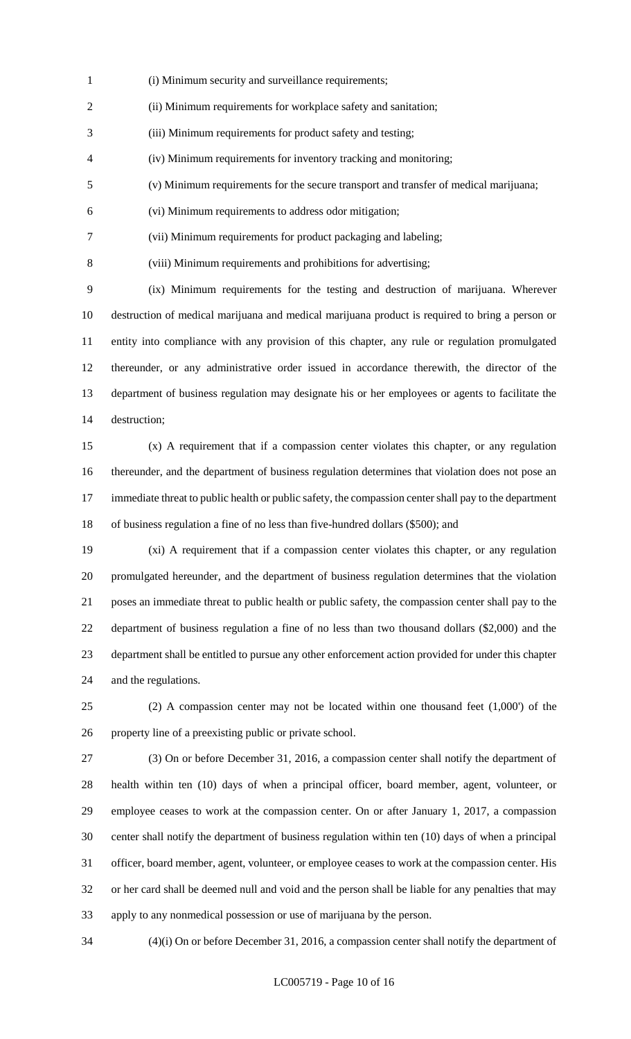(i) Minimum security and surveillance requirements;

(ii) Minimum requirements for workplace safety and sanitation;

(iii) Minimum requirements for product safety and testing;

(iv) Minimum requirements for inventory tracking and monitoring;

(v) Minimum requirements for the secure transport and transfer of medical marijuana;

(vi) Minimum requirements to address odor mitigation;

(vii) Minimum requirements for product packaging and labeling;

(viii) Minimum requirements and prohibitions for advertising;

(ix) Minimum requirements for the testing and destruction of marijuana. Wherever destruction of medical marijuana and medical marijuana product is required to bring a person or entity into compliance with any provision of this chapter, any rule or regulation promulgated thereunder, or any administrative order issued in accordance therewith, the director of the department of business regulation may designate his or her employees or agents to facilitate the destruction;

(x) A requirement that if a compassion center violates this chapter, or any regulation thereunder, and the department of business regulation determines that violation does not pose an immediate threat to public health or public safety, the compassion center shall pay to the department of business regulation a fine of no less than five-hundred dollars ($500); and

(xi) A requirement that if a compassion center violates this chapter, or any regulation promulgated hereunder, and the department of business regulation determines that the violation poses an immediate threat to public health or public safety, the compassion center shall pay to the department of business regulation a fine of no less than two thousand dollars ($2,000) and the department shall be entitled to pursue any other enforcement action provided for under this chapter and the regulations.

(2) A compassion center may not be located within one thousand feet (1,000') of the property line of a preexisting public or private school.

(3) On or before December 31, 2016, a compassion center shall notify the department of health within ten (10) days of when a principal officer, board member, agent, volunteer, or employee ceases to work at the compassion center. On or after January 1, 2017, a compassion center shall notify the department of business regulation within ten (10) days of when a principal officer, board member, agent, volunteer, or employee ceases to work at the compassion center. His or her card shall be deemed null and void and the person shall be liable for any penalties that may apply to any nonmedical possession or use of marijuana by the person.

(4)(i) On or before December 31, 2016, a compassion center shall notify the department of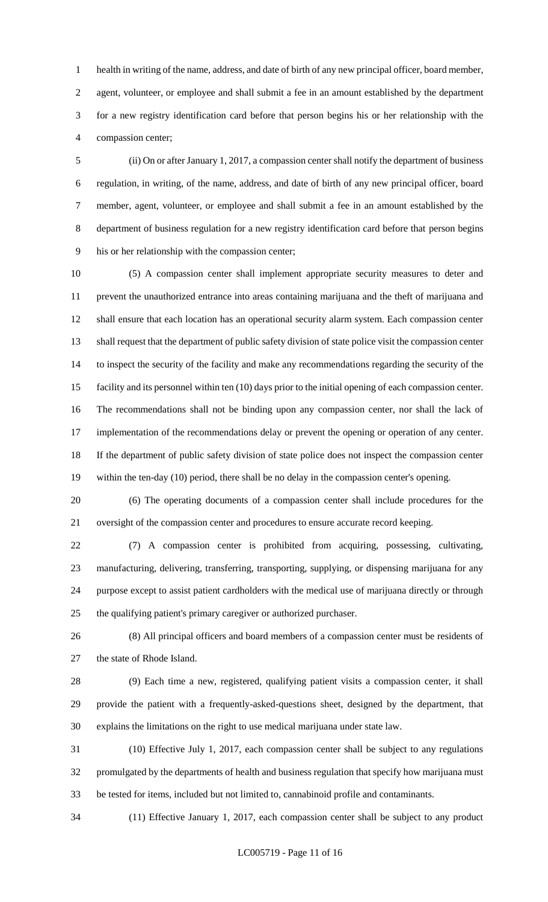health in writing of the name, address, and date of birth of any new principal officer, board member, agent, volunteer, or employee and shall submit a fee in an amount established by the department for a new registry identification card before that person begins his or her relationship with the compassion center;

(ii) On or after January 1, 2017, a compassion center shall notify the department of business regulation, in writing, of the name, address, and date of birth of any new principal officer, board member, agent, volunteer, or employee and shall submit a fee in an amount established by the department of business regulation for a new registry identification card before that person begins his or her relationship with the compassion center;

(5) A compassion center shall implement appropriate security measures to deter and prevent the unauthorized entrance into areas containing marijuana and the theft of marijuana and shall ensure that each location has an operational security alarm system. Each compassion center shall request that the department of public safety division of state police visit the compassion center to inspect the security of the facility and make any recommendations regarding the security of the facility and its personnel within ten (10) days prior to the initial opening of each compassion center. The recommendations shall not be binding upon any compassion center, nor shall the lack of implementation of the recommendations delay or prevent the opening or operation of any center. If the department of public safety division of state police does not inspect the compassion center within the ten-day (10) period, there shall be no delay in the compassion center's opening.

(6) The operating documents of a compassion center shall include procedures for the oversight of the compassion center and procedures to ensure accurate record keeping.

(7) A compassion center is prohibited from acquiring, possessing, cultivating, manufacturing, delivering, transferring, transporting, supplying, or dispensing marijuana for any purpose except to assist patient cardholders with the medical use of marijuana directly or through the qualifying patient's primary caregiver or authorized purchaser.

(8) All principal officers and board members of a compassion center must be residents of the state of Rhode Island.

(9) Each time a new, registered, qualifying patient visits a compassion center, it shall provide the patient with a frequently-asked-questions sheet, designed by the department, that explains the limitations on the right to use medical marijuana under state law.

(10) Effective July 1, 2017, each compassion center shall be subject to any regulations promulgated by the departments of health and business regulation that specify how marijuana must be tested for items, included but not limited to, cannabinoid profile and contaminants.

(11) Effective January 1, 2017, each compassion center shall be subject to any product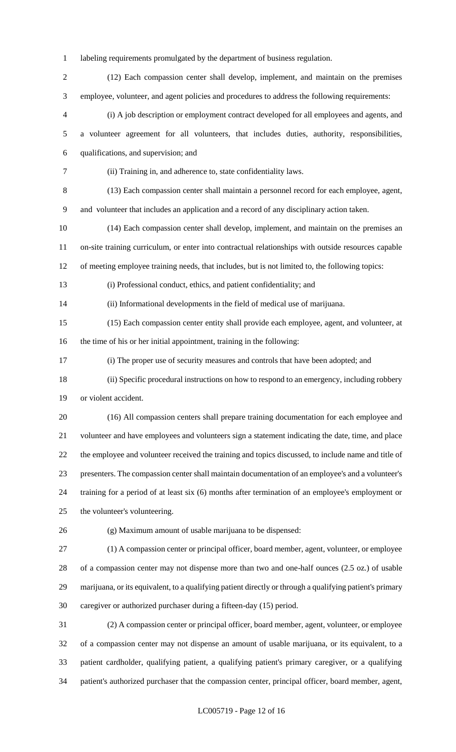labeling requirements promulgated by the department of business regulation.

(12) Each compassion center shall develop, implement, and maintain on the premises employee, volunteer, and agent policies and procedures to address the following requirements:

(i) A job description or employment contract developed for all employees and agents, and a volunteer agreement for all volunteers, that includes duties, authority, responsibilities, qualifications, and supervision; and

(ii) Training in, and adherence to, state confidentiality laws.

(13) Each compassion center shall maintain a personnel record for each employee, agent, and volunteer that includes an application and a record of any disciplinary action taken.

(14) Each compassion center shall develop, implement, and maintain on the premises an on-site training curriculum, or enter into contractual relationships with outside resources capable of meeting employee training needs, that includes, but is not limited to, the following topics:

(i) Professional conduct, ethics, and patient confidentiality; and

(ii) Informational developments in the field of medical use of marijuana.

(15) Each compassion center entity shall provide each employee, agent, and volunteer, at the time of his or her initial appointment, training in the following:

(i) The proper use of security measures and controls that have been adopted; and

(ii) Specific procedural instructions on how to respond to an emergency, including robbery or violent accident.

(16) All compassion centers shall prepare training documentation for each employee and volunteer and have employees and volunteers sign a statement indicating the date, time, and place the employee and volunteer received the training and topics discussed, to include name and title of presenters. The compassion center shall maintain documentation of an employee's and a volunteer's training for a period of at least six (6) months after termination of an employee's employment or the volunteer's volunteering.

(g) Maximum amount of usable marijuana to be dispensed:

(1) A compassion center or principal officer, board member, agent, volunteer, or employee of a compassion center may not dispense more than two and one-half ounces (2.5 oz.) of usable marijuana, or its equivalent, to a qualifying patient directly or through a qualifying patient's primary caregiver or authorized purchaser during a fifteen-day (15) period.

(2) A compassion center or principal officer, board member, agent, volunteer, or employee of a compassion center may not dispense an amount of usable marijuana, or its equivalent, to a patient cardholder, qualifying patient, a qualifying patient's primary caregiver, or a qualifying patient's authorized purchaser that the compassion center, principal officer, board member, agent,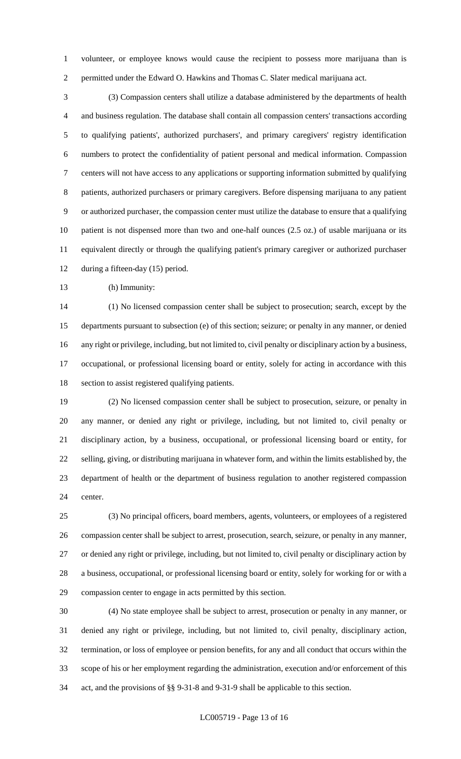volunteer, or employee knows would cause the recipient to possess more marijuana than is permitted under the Edward O. Hawkins and Thomas C. Slater medical marijuana act.

(3) Compassion centers shall utilize a database administered by the departments of health and business regulation. The database shall contain all compassion centers' transactions according to qualifying patients', authorized purchasers', and primary caregivers' registry identification numbers to protect the confidentiality of patient personal and medical information. Compassion centers will not have access to any applications or supporting information submitted by qualifying patients, authorized purchasers or primary caregivers. Before dispensing marijuana to any patient or authorized purchaser, the compassion center must utilize the database to ensure that a qualifying patient is not dispensed more than two and one-half ounces (2.5 oz.) of usable marijuana or its equivalent directly or through the qualifying patient's primary caregiver or authorized purchaser during a fifteen-day (15) period.

(h) Immunity:

(1) No licensed compassion center shall be subject to prosecution; search, except by the departments pursuant to subsection (e) of this section; seizure; or penalty in any manner, or denied any right or privilege, including, but not limited to, civil penalty or disciplinary action by a business, occupational, or professional licensing board or entity, solely for acting in accordance with this section to assist registered qualifying patients.

(2) No licensed compassion center shall be subject to prosecution, seizure, or penalty in any manner, or denied any right or privilege, including, but not limited to, civil penalty or disciplinary action, by a business, occupational, or professional licensing board or entity, for selling, giving, or distributing marijuana in whatever form, and within the limits established by, the department of health or the department of business regulation to another registered compassion center.

(3) No principal officers, board members, agents, volunteers, or employees of a registered compassion center shall be subject to arrest, prosecution, search, seizure, or penalty in any manner, or denied any right or privilege, including, but not limited to, civil penalty or disciplinary action by a business, occupational, or professional licensing board or entity, solely for working for or with a compassion center to engage in acts permitted by this section.

(4) No state employee shall be subject to arrest, prosecution or penalty in any manner, or denied any right or privilege, including, but not limited to, civil penalty, disciplinary action, termination, or loss of employee or pension benefits, for any and all conduct that occurs within the scope of his or her employment regarding the administration, execution and/or enforcement of this act, and the provisions of §§ 9-31-8 and 9-31-9 shall be applicable to this section.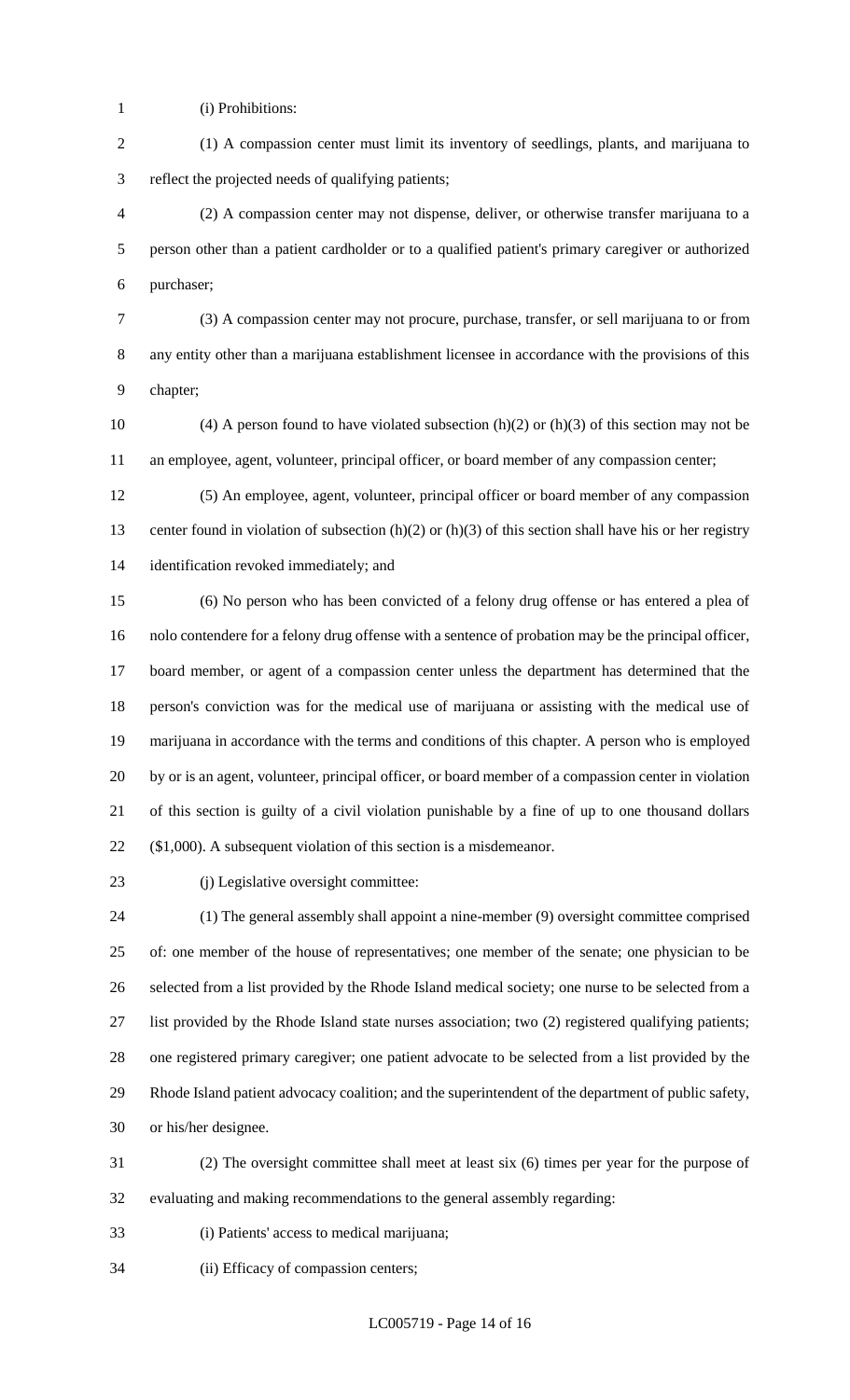(i) Prohibitions:

(1) A compassion center must limit its inventory of seedlings, plants, and marijuana to reflect the projected needs of qualifying patients;

(2) A compassion center may not dispense, deliver, or otherwise transfer marijuana to a person other than a patient cardholder or to a qualified patient's primary caregiver or authorized purchaser;

(3) A compassion center may not procure, purchase, transfer, or sell marijuana to or from any entity other than a marijuana establishment licensee in accordance with the provisions of this chapter;

(4) A person found to have violated subsection (h)(2) or (h)(3) of this section may not be an employee, agent, volunteer, principal officer, or board member of any compassion center;

(5) An employee, agent, volunteer, principal officer or board member of any compassion center found in violation of subsection (h)(2) or (h)(3) of this section shall have his or her registry identification revoked immediately; and

(6) No person who has been convicted of a felony drug offense or has entered a plea of nolo contendere for a felony drug offense with a sentence of probation may be the principal officer, board member, or agent of a compassion center unless the department has determined that the person's conviction was for the medical use of marijuana or assisting with the medical use of marijuana in accordance with the terms and conditions of this chapter. A person who is employed by or is an agent, volunteer, principal officer, or board member of a compassion center in violation of this section is guilty of a civil violation punishable by a fine of up to one thousand dollars ($1,000). A subsequent violation of this section is a misdemeanor.

(j) Legislative oversight committee:

(1) The general assembly shall appoint a nine-member (9) oversight committee comprised of: one member of the house of representatives; one member of the senate; one physician to be selected from a list provided by the Rhode Island medical society; one nurse to be selected from a list provided by the Rhode Island state nurses association; two (2) registered qualifying patients; one registered primary caregiver; one patient advocate to be selected from a list provided by the Rhode Island patient advocacy coalition; and the superintendent of the department of public safety, or his/her designee.

(2) The oversight committee shall meet at least six (6) times per year for the purpose of evaluating and making recommendations to the general assembly regarding:

(i) Patients' access to medical marijuana;

(ii) Efficacy of compassion centers;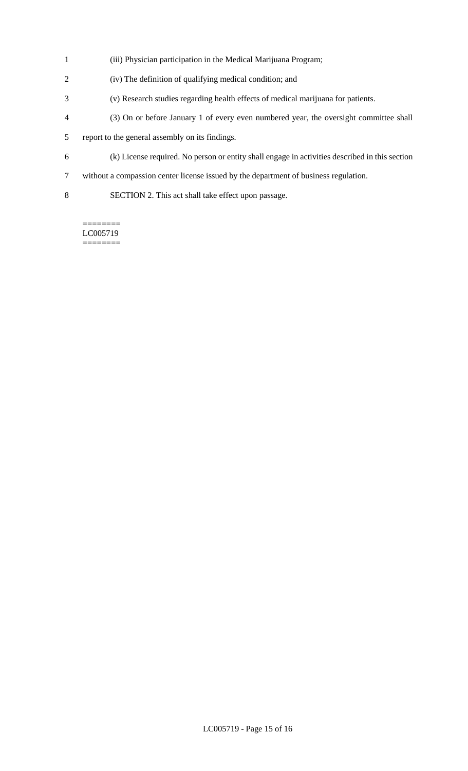(iii) Physician participation in the Medical Marijuana Program;

(iv) The definition of qualifying medical condition; and

(v) Research studies regarding health effects of medical marijuana for patients.

(3) On or before January 1 of every even numbered year, the oversight committee shall report to the general assembly on its findings.

(k) License required. No person or entity shall engage in activities described in this section without a compassion center license issued by the department of business regulation.

SECTION 2. This act shall take effect upon passage.

========
LC005719
========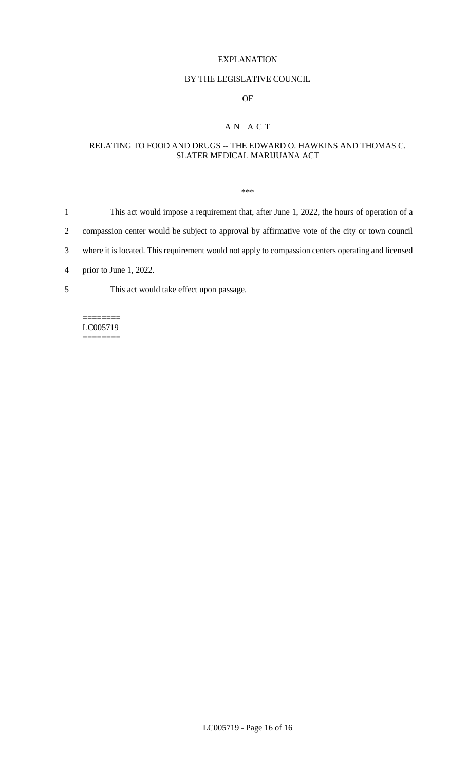EXPLANATION

BY THE LEGISLATIVE COUNCIL

OF

A N A C T

RELATING TO FOOD AND DRUGS -- THE EDWARD O. HAWKINS AND THOMAS C. SLATER MEDICAL MARIJUANA ACT

\*\*\*

This act would impose a requirement that, after June 1, 2022, the hours of operation of a compassion center would be subject to approval by affirmative vote of the city or town council where it is located. This requirement would not apply to compassion centers operating and licensed prior to June 1, 2022.

This act would take effect upon passage.

========
LC005719
========